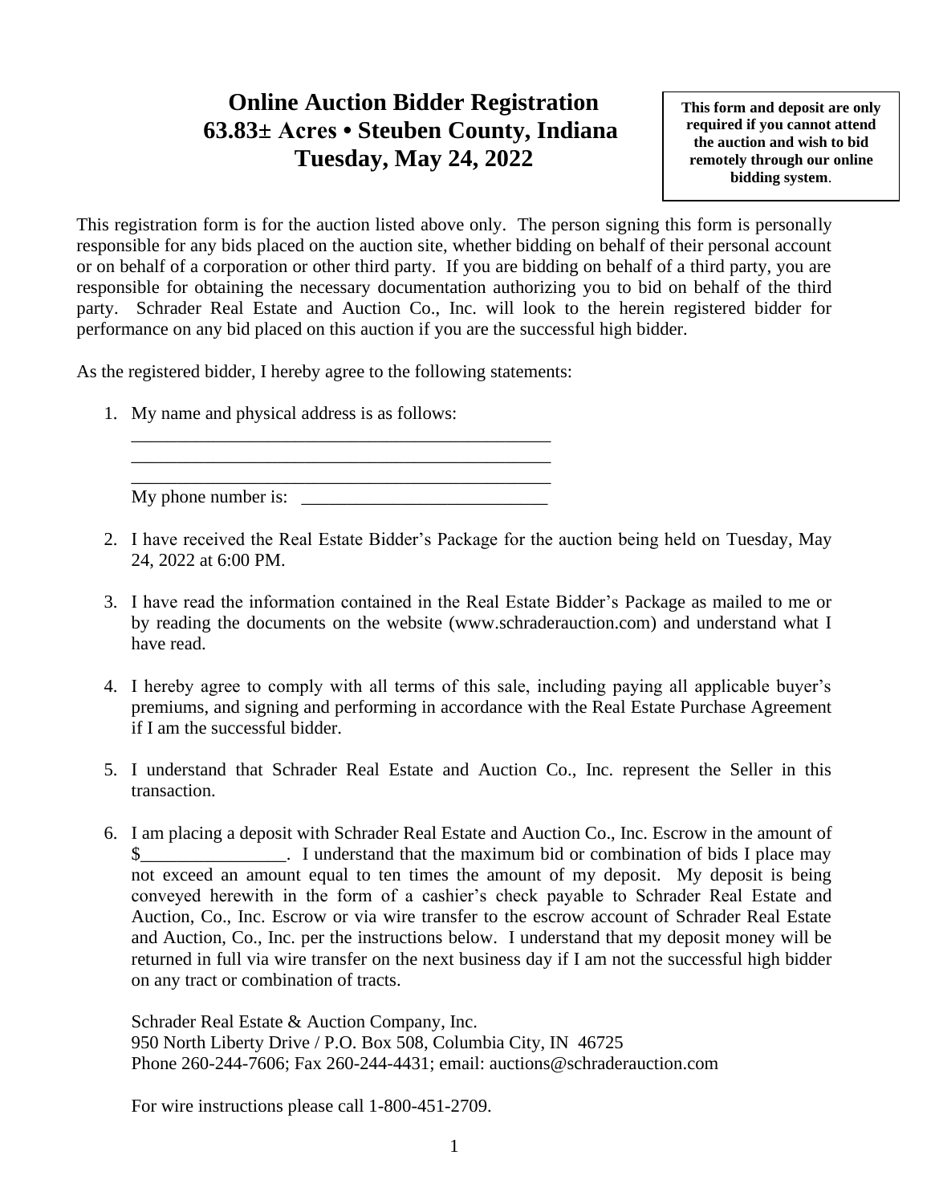# Online Auction Bidder Registration
# 63.83± Acres • Steuben County, Indiana
# Tuesday, May 24, 2022

**This form and deposit are only required if you cannot attend the auction and wish to bid remotely through our online bidding system**.

This registration form is for the auction listed above only. The person signing this form is personally responsible for any bids placed on the auction site, whether bidding on behalf of their personal account or on behalf of a corporation or other third party. If you are bidding on behalf of a third party, you are responsible for obtaining the necessary documentation authorizing you to bid on behalf of the third party. Schrader Real Estate and Auction Co., Inc. will look to the herein registered bidder for performance on any bid placed on this auction if you are the successful high bidder.

As the registered bidder, I hereby agree to the following statements:

1. My name and physical address is as follows:
   ________________________________________________
   ________________________________________________
   ________________________________________________
   My phone number is: ___________________________

2. I have received the Real Estate Bidder's Package for the auction being held on Tuesday, May 24, 2022 at 6:00 PM.

3. I have read the information contained in the Real Estate Bidder's Package as mailed to me or by reading the documents on the website (www.schraderauction.com) and understand what I have read.

4. I hereby agree to comply with all terms of this sale, including paying all applicable buyer's premiums, and signing and performing in accordance with the Real Estate Purchase Agreement if I am the successful bidder.

5. I understand that Schrader Real Estate and Auction Co., Inc. represent the Seller in this transaction.

6. I am placing a deposit with Schrader Real Estate and Auction Co., Inc. Escrow in the amount of $________________. I understand that the maximum bid or combination of bids I place may not exceed an amount equal to ten times the amount of my deposit. My deposit is being conveyed herewith in the form of a cashier's check payable to Schrader Real Estate and Auction, Co., Inc. Escrow or via wire transfer to the escrow account of Schrader Real Estate and Auction, Co., Inc. per the instructions below. I understand that my deposit money will be returned in full via wire transfer on the next business day if I am not the successful high bidder on any tract or combination of tracts.

   Schrader Real Estate & Auction Company, Inc.
   950 North Liberty Drive / P.O. Box 508, Columbia City, IN 46725
   Phone 260-244-7606; Fax 260-244-4431; email: auctions@schraderauction.com

   For wire instructions please call 1-800-451-2709.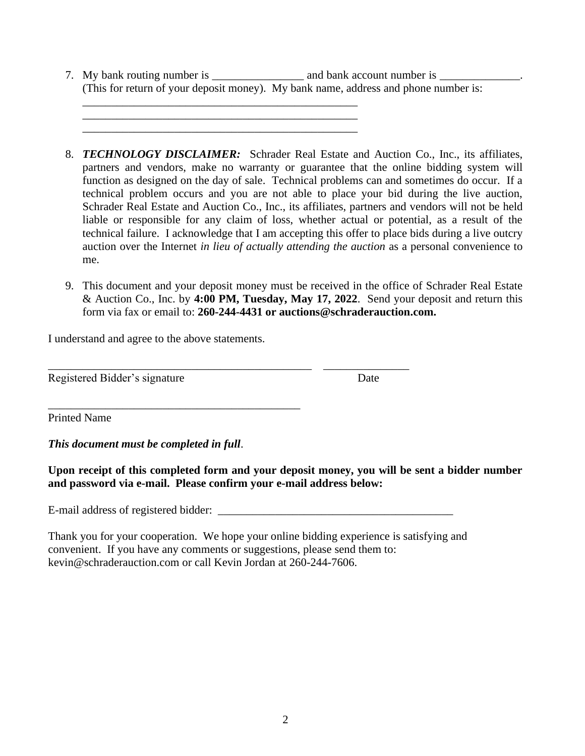7. My bank routing number is ________________ and bank account number is ______________. (This for return of your deposit money). My bank name, address and phone number is:

   __________________________________________________
   __________________________________________________
   __________________________________________________

8. ***TECHNOLOGY DISCLAIMER:*** Schrader Real Estate and Auction Co., Inc., its affiliates, partners and vendors, make no warranty or guarantee that the online bidding system will function as designed on the day of sale. Technical problems can and sometimes do occur. If a technical problem occurs and you are not able to place your bid during the live auction, Schrader Real Estate and Auction Co., Inc., its affiliates, partners and vendors will not be held liable or responsible for any claim of loss, whether actual or potential, as a result of the technical failure. I acknowledge that I am accepting this offer to place bids during a live outcry auction over the Internet *in lieu of actually attending the auction* as a personal convenience to me.

9. This document and your deposit money must be received in the office of Schrader Real Estate & Auction Co., Inc. by **4:00 PM, Tuesday, May 17, 2022**. Send your deposit and return this form via fax or email to: **260-244-4431 or auctions@schraderauction.com.**

I understand and agree to the above statements.

________________________________________________ _______________
Registered Bidder's signature Date

______________________________________________
Printed Name

***This document must be completed in full***.

**Upon receipt of this completed form and your deposit money, you will be sent a bidder number and password via e-mail. Please confirm your e-mail address below:**

E-mail address of registered bidder: __________________________________________

Thank you for your cooperation. We hope your online bidding experience is satisfying and convenient. If you have any comments or suggestions, please send them to: kevin@schraderauction.com or call Kevin Jordan at 260-244-7606.